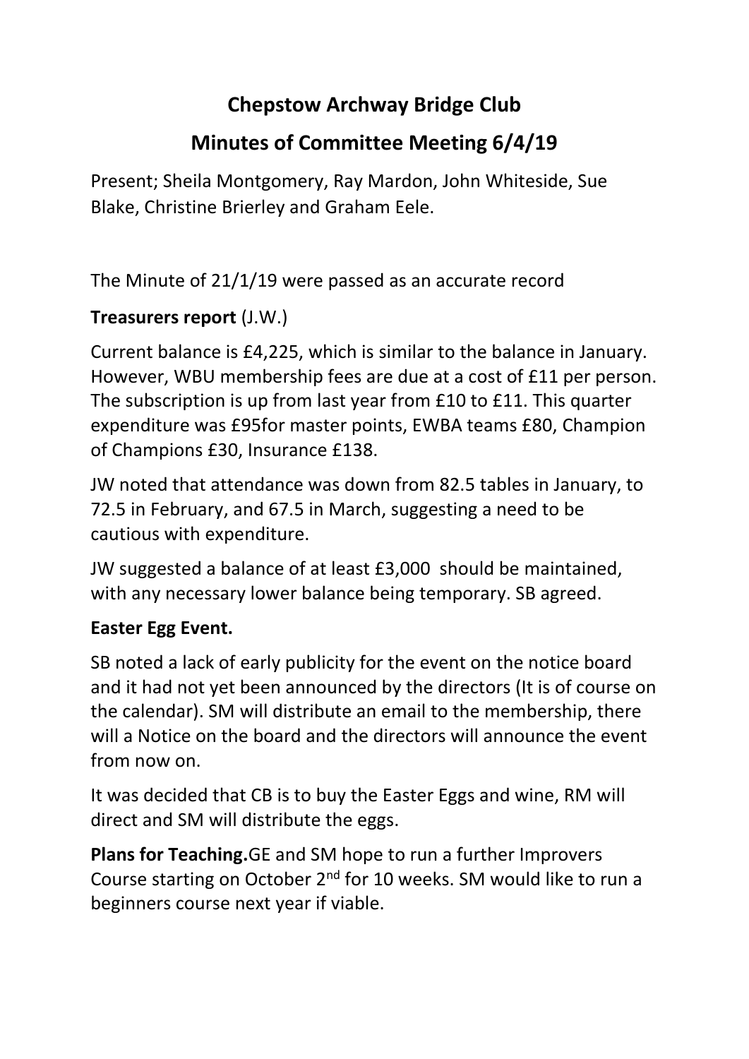# Chepstow Archway Bridge Club

## Minutes of Committee Meeting 6/4/19

Present; Sheila Montgomery, Ray Mardon, John Whiteside, Sue Blake, Christine Brierley and Graham Eele.

The Minute of 21/1/19 were passed as an accurate record

**Treasurers report** (J.W.)

Current balance is £4,225, which is similar to the balance in January. However, WBU membership fees are due at a cost of £11 per person. The subscription is up from last year from £10 to £11. This quarter expenditure was £95for master points, EWBA teams £80, Champion of Champions £30, Insurance £138.

JW noted that attendance was down from 82.5 tables in January, to 72.5 in February, and 67.5 in March, suggesting a need to be cautious with expenditure.

JW suggested a balance of at least £3,000 should be maintained, with any necessary lower balance being temporary. SB agreed.

**Easter Egg Event.**

SB noted a lack of early publicity for the event on the notice board and it had not yet been announced by the directors (It is of course on the calendar). SM will distribute an email to the membership, there will a Notice on the board and the directors will announce the event from now on.

It was decided that CB is to buy the Easter Eggs and wine, RM will direct and SM will distribute the eggs.

**Plans for Teaching.**GE and SM hope to run a further Improvers Course starting on October 2nd for 10 weeks. SM would like to run a beginners course next year if viable.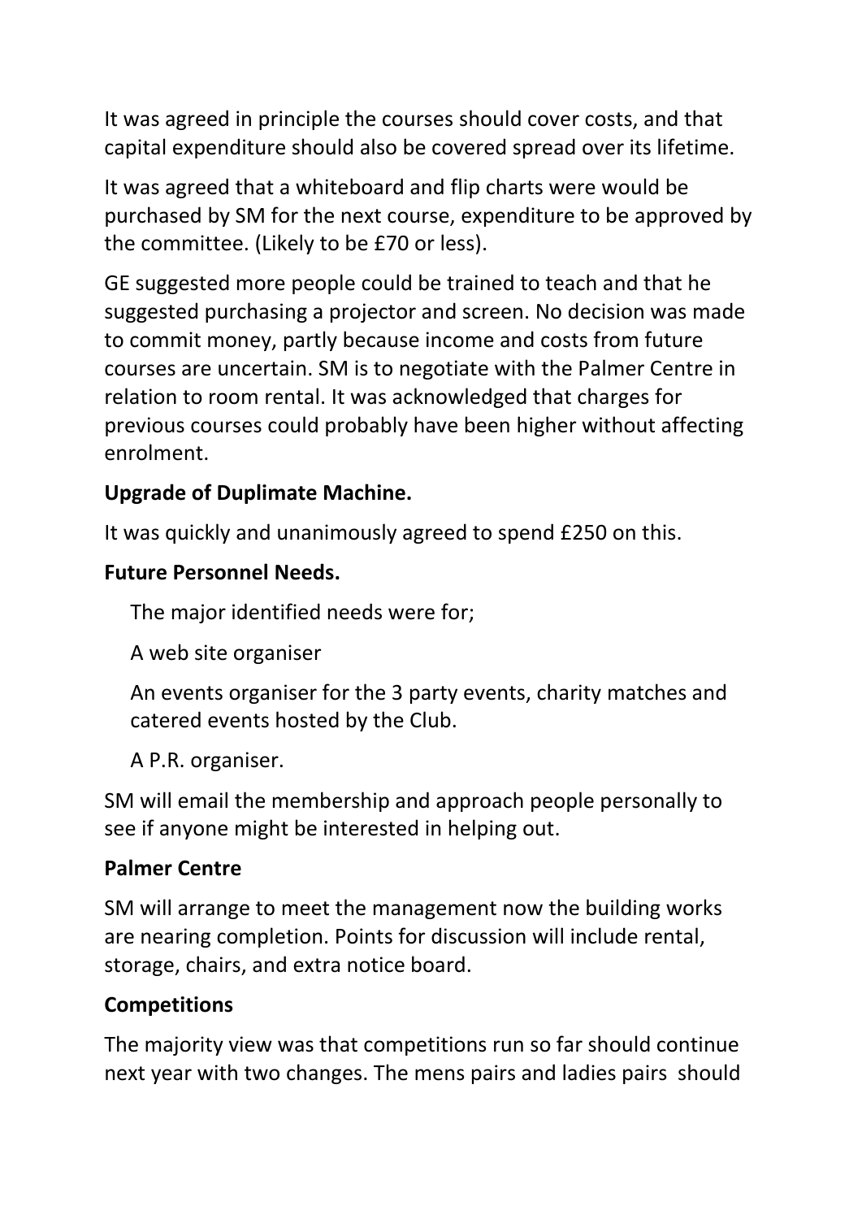It was agreed in principle the courses should cover costs, and that capital expenditure should also be covered spread over its lifetime.

It was agreed that a whiteboard and flip charts were would be purchased by SM for the next course, expenditure to be approved by the committee. (Likely to be £70 or less).

GE suggested more people could be trained to teach and that he suggested purchasing a projector and screen. No decision was made to commit money, partly because income and costs from future courses are uncertain. SM is to negotiate with the Palmer Centre in relation to room rental. It was acknowledged that charges for previous courses could probably have been higher without affecting enrolment.

**Upgrade of Duplimate Machine.**

It was quickly and unanimously agreed to spend £250 on this.

**Future Personnel Needs.**

The major identified needs were for;

A web site organiser

An events organiser for the 3 party events, charity matches and catered events hosted by the Club.

A P.R. organiser.

SM will email the membership and approach people personally to see if anyone might be interested in helping out.

**Palmer Centre**

SM will arrange to meet the management now the building works are nearing completion. Points for discussion will include rental, storage, chairs, and extra notice board.

**Competitions**

The majority view was that competitions run so far should continue next year with two changes. The mens pairs and ladies pairs should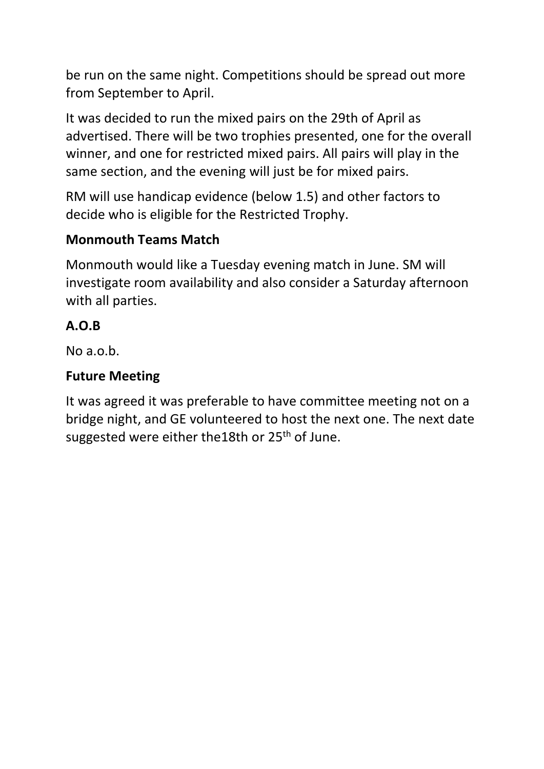be run on the same night. Competitions should be spread out more from September to April.

It was decided to run the mixed pairs on the 29th of April as advertised. There will be two trophies presented, one for the overall winner, and one for restricted mixed pairs. All pairs will play in the same section, and the evening will just be for mixed pairs.

RM will use handicap evidence (below 1.5) and other factors to decide who is eligible for the Restricted Trophy.

**Monmouth Teams Match**

Monmouth would like a Tuesday evening match in June. SM will investigate room availability and also consider a Saturday afternoon with all parties.

**A.O.B**

No a.o.b.

**Future Meeting**

It was agreed it was preferable to have committee meeting not on a bridge night, and GE volunteered to host the next one. The next date suggested were either the18th or 25th of June.